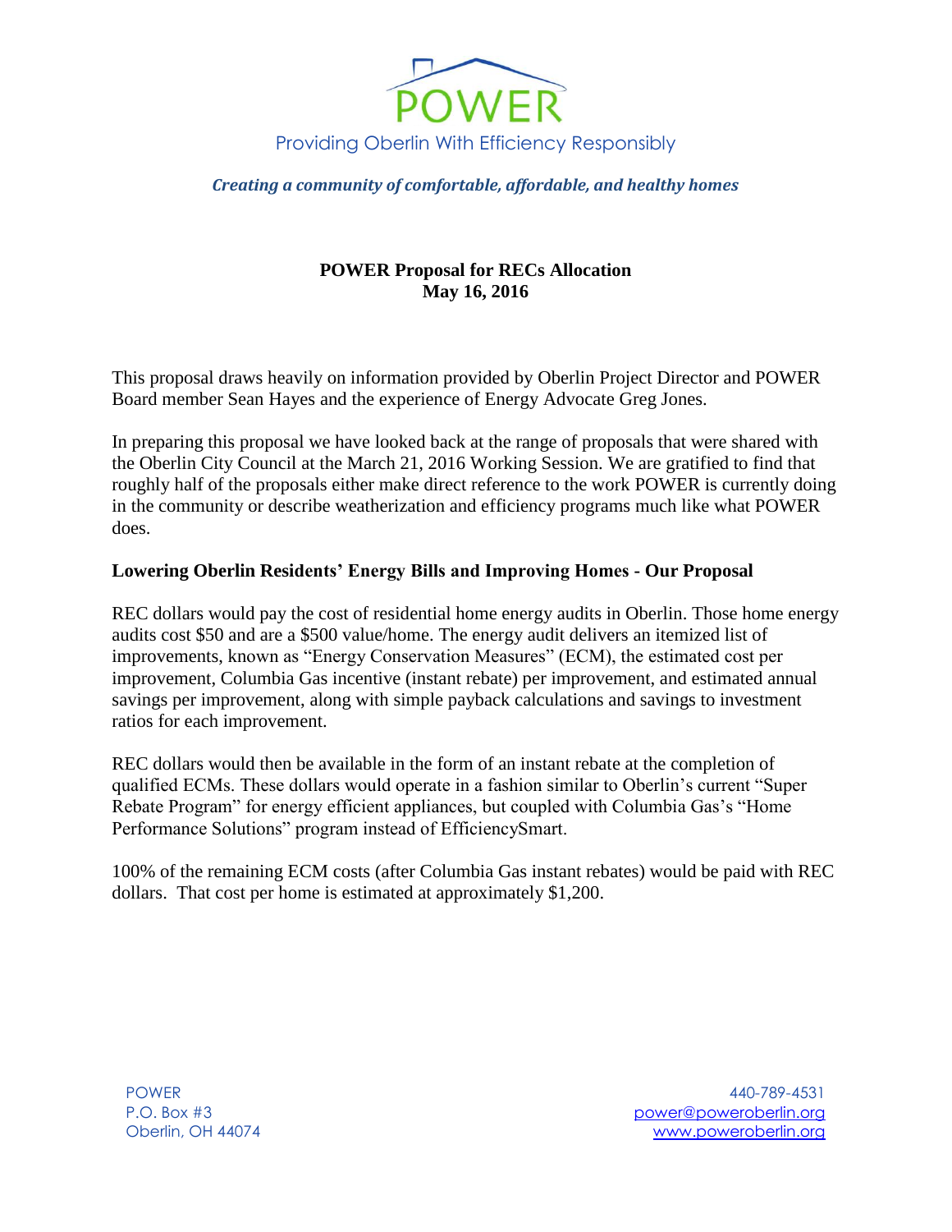# POWER

Providing Oberlin With Efficiency Responsibly

***Creating a community of comfortable, affordable, and healthy homes***

**POWER Proposal for RECs Allocation**
**May 16, 2016**

This proposal draws heavily on information provided by Oberlin Project Director and POWER Board member Sean Hayes and the experience of Energy Advocate Greg Jones.

In preparing this proposal we have looked back at the range of proposals that were shared with the Oberlin City Council at the March 21, 2016 Working Session. We are gratified to find that roughly half of the proposals either make direct reference to the work POWER is currently doing in the community or describe weatherization and efficiency programs much like what POWER does.

## Lowering Oberlin Residents' Energy Bills and Improving Homes - Our Proposal

REC dollars would pay the cost of residential home energy audits in Oberlin. Those home energy audits cost $50 and are a $500 value/home. The energy audit delivers an itemized list of improvements, known as "Energy Conservation Measures" (ECM), the estimated cost per improvement, Columbia Gas incentive (instant rebate) per improvement, and estimated annual savings per improvement, along with simple payback calculations and savings to investment ratios for each improvement.

REC dollars would then be available in the form of an instant rebate at the completion of qualified ECMs. These dollars would operate in a fashion similar to Oberlin's current "Super Rebate Program" for energy efficient appliances, but coupled with Columbia Gas's "Home Performance Solutions" program instead of EfficiencySmart.

100% of the remaining ECM costs (after Columbia Gas instant rebates) would be paid with REC dollars. That cost per home is estimated at approximately $1,200.

POWER
P.O. Box #3
Oberlin, OH 44074

440-789-4531
power@poweroberlin.org
www.poweroberlin.org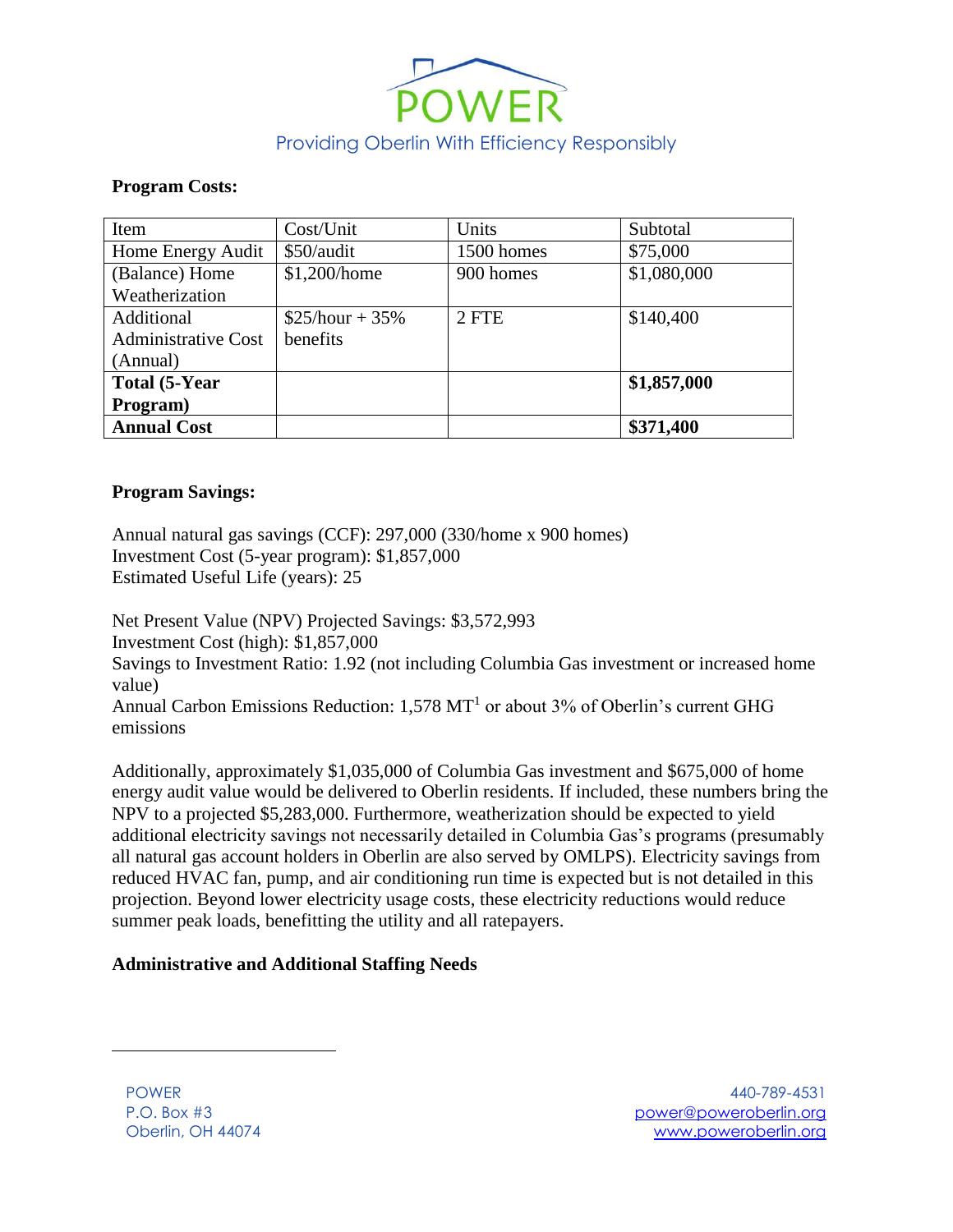**Program Costs:**

| Item | Cost/Unit | Units | Subtotal |
|---|---|---|---|
| Home Energy Audit | $50/audit | 1500 homes | $75,000 |
| (Balance) Home Weatherization | $1,200/home | 900 homes | $1,080,000 |
| Additional Administrative Cost (Annual) | $25/hour + 35% benefits | 2 FTE | $140,400 |
| **Total (5-Year Program)** | | | **$1,857,000** |
| **Annual Cost** | | | **$371,400** |

**Program Savings:**

Annual natural gas savings (CCF): 297,000 (330/home x 900 homes)
Investment Cost (5-year program): $1,857,000
Estimated Useful Life (years): 25

Net Present Value (NPV) Projected Savings: $3,572,993
Investment Cost (high): $1,857,000
Savings to Investment Ratio: 1.92 (not including Columbia Gas investment or increased home value)
Annual Carbon Emissions Reduction: 1,578 MT[1] or about 3% of Oberlin's current GHG emissions

Additionally, approximately $1,035,000 of Columbia Gas investment and $675,000 of home energy audit value would be delivered to Oberlin residents. If included, these numbers bring the NPV to a projected $5,283,000. Furthermore, weatherization should be expected to yield additional electricity savings not necessarily detailed in Columbia Gas's programs (presumably all natural gas account holders in Oberlin are also served by OMLPS). Electricity savings from reduced HVAC fan, pump, and air conditioning run time is expected but is not detailed in this projection. Beyond lower electricity usage costs, these electricity reductions would reduce summer peak loads, benefitting the utility and all ratepayers.

**Administrative and Additional Staffing Needs**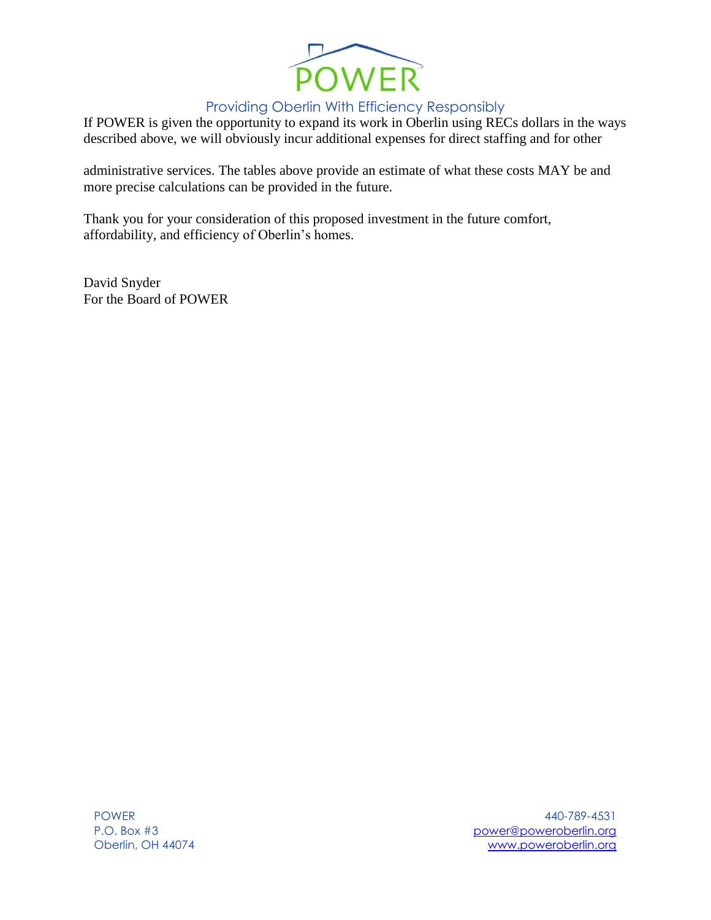If POWER is given the opportunity to expand its work in Oberlin using RECs dollars in the ways described above, we will obviously incur additional expenses for direct staffing and for other

administrative services. The tables above provide an estimate of what these costs MAY be and more precise calculations can be provided in the future.

Thank you for your consideration of this proposed investment in the future comfort, affordability, and efficiency of Oberlin's homes.

David Snyder
For the Board of POWER